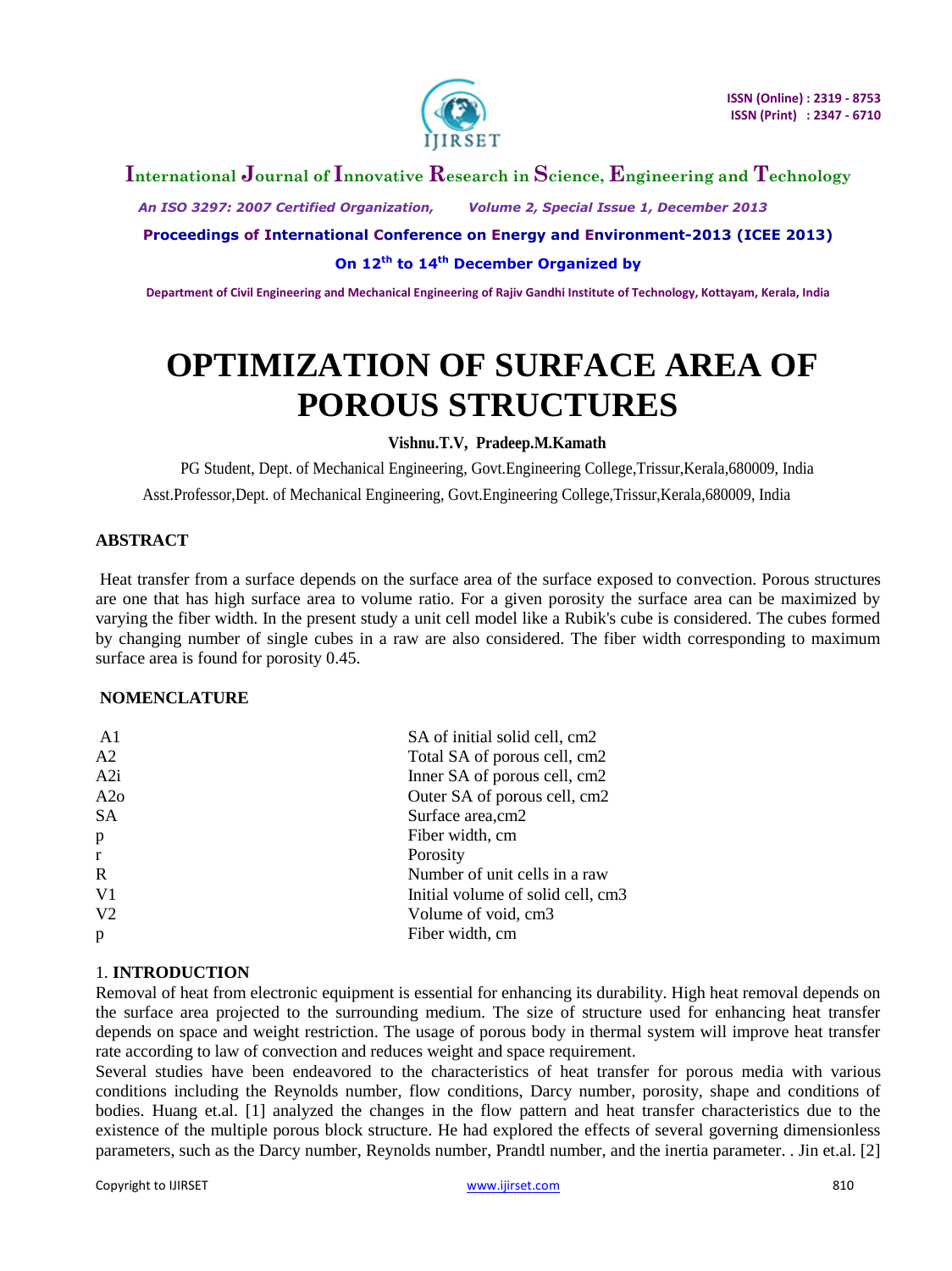# OPTIMIZATION OF SURFACE AREA OF POROUS STRUCTURES

**Vishnu.T.V, Pradeep.M.Kamath**

PG Student, Dept. of Mechanical Engineering, Govt.Engineering College,Trissur,Kerala,680009, India

Asst.Professor,Dept. of Mechanical Engineering, Govt.Engineering College,Trissur,Kerala,680009, India

## ABSTRACT

Heat transfer from a surface depends on the surface area of the surface exposed to convection. Porous structures are one that has high surface area to volume ratio. For a given porosity the surface area can be maximized by varying the fiber width. In the present study a unit cell model like a Rubik's cube is considered. The cubes formed by changing number of single cubes in a raw are also considered. The fiber width corresponding to maximum surface area is found for porosity 0.45.

## NOMENCLATURE

| | |
|---|---|
| A1 | SA of initial solid cell, cm2 |
| A2 | Total SA of porous cell, cm2 |
| A2i | Inner SA of porous cell, cm2 |
| A2o | Outer SA of porous cell, cm2 |
| SA | Surface area,cm2 |
| p | Fiber width, cm |
| r | Porosity |
| R | Number of unit cells in a raw |
| V1 | Initial volume of solid cell, cm3 |
| V2 | Volume of void, cm3 |
| p | Fiber width, cm |

## 1. INTRODUCTION

Removal of heat from electronic equipment is essential for enhancing its durability. High heat removal depends on the surface area projected to the surrounding medium. The size of structure used for enhancing heat transfer depends on space and weight restriction. The usage of porous body in thermal system will improve heat transfer rate according to law of convection and reduces weight and space requirement.

Several studies have been endeavored to the characteristics of heat transfer for porous media with various conditions including the Reynolds number, flow conditions, Darcy number, porosity, shape and conditions of bodies. Huang et.al. [1] analyzed the changes in the flow pattern and heat transfer characteristics due to the existence of the multiple porous block structure. He had explored the effects of several governing dimensionless parameters, such as the Darcy number, Reynolds number, Prandtl number, and the inertia parameter. . Jin et.al. [2]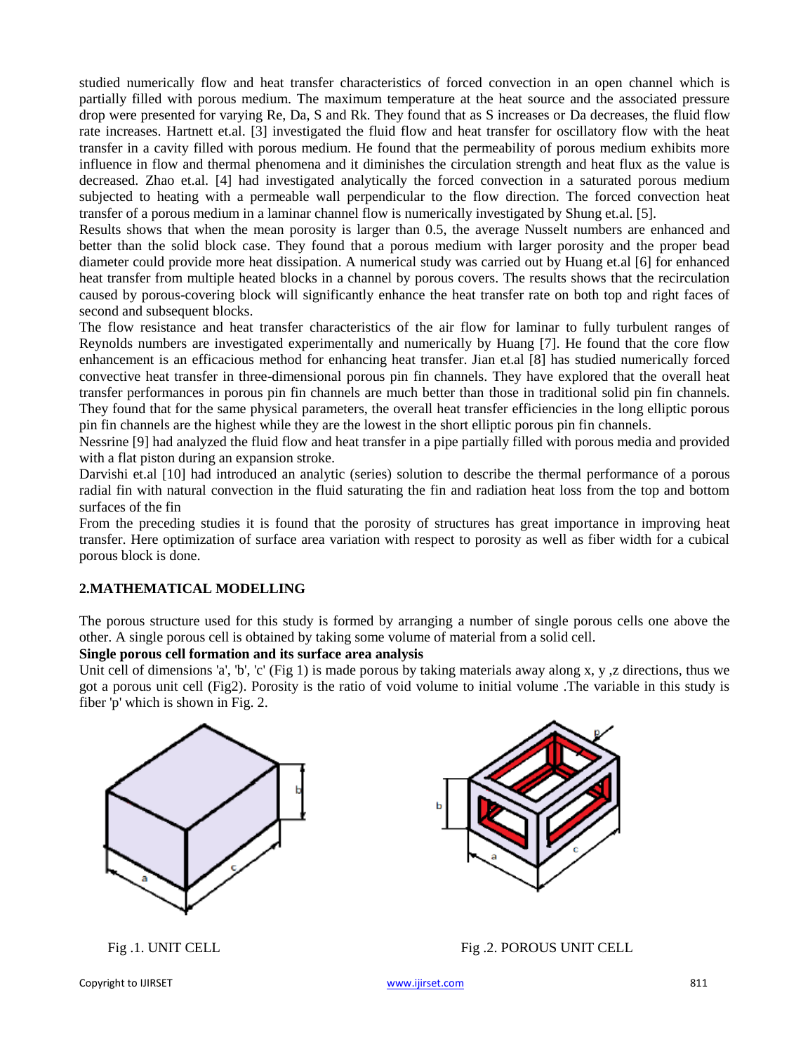studied numerically flow and heat transfer characteristics of forced convection in an open channel which is partially filled with porous medium. The maximum temperature at the heat source and the associated pressure drop were presented for varying Re, Da, S and Rk. They found that as S increases or Da decreases, the fluid flow rate increases. Hartnett et.al. [3] investigated the fluid flow and heat transfer for oscillatory flow with the heat transfer in a cavity filled with porous medium. He found that the permeability of porous medium exhibits more influence in flow and thermal phenomena and it diminishes the circulation strength and heat flux as the value is decreased. Zhao et.al. [4] had investigated analytically the forced convection in a saturated porous medium subjected to heating with a permeable wall perpendicular to the flow direction. The forced convection heat transfer of a porous medium in a laminar channel flow is numerically investigated by Shung et.al. [5].

Results shows that when the mean porosity is larger than 0.5, the average Nusselt numbers are enhanced and better than the solid block case. They found that a porous medium with larger porosity and the proper bead diameter could provide more heat dissipation. A numerical study was carried out by Huang et.al [6] for enhanced heat transfer from multiple heated blocks in a channel by porous covers. The results shows that the recirculation caused by porous-covering block will significantly enhance the heat transfer rate on both top and right faces of second and subsequent blocks.

The flow resistance and heat transfer characteristics of the air flow for laminar to fully turbulent ranges of Reynolds numbers are investigated experimentally and numerically by Huang [7]. He found that the core flow enhancement is an efficacious method for enhancing heat transfer. Jian et.al [8] has studied numerically forced convective heat transfer in three-dimensional porous pin fin channels. They have explored that the overall heat transfer performances in porous pin fin channels are much better than those in traditional solid pin fin channels. They found that for the same physical parameters, the overall heat transfer efficiencies in the long elliptic porous pin fin channels are the highest while they are the lowest in the short elliptic porous pin fin channels.

Nessrine [9] had analyzed the fluid flow and heat transfer in a pipe partially filled with porous media and provided with a flat piston during an expansion stroke.

Darvishi et.al [10] had introduced an analytic (series) solution to describe the thermal performance of a porous radial fin with natural convection in the fluid saturating the fin and radiation heat loss from the top and bottom surfaces of the fin

From the preceding studies it is found that the porosity of structures has great importance in improving heat transfer. Here optimization of surface area variation with respect to porosity as well as fiber width for a cubical porous block is done.

## 2.MATHEMATICAL MODELLING

The porous structure used for this study is formed by arranging a number of single porous cells one above the other. A single porous cell is obtained by taking some volume of material from a solid cell.

**Single porous cell formation and its surface area analysis**

Unit cell of dimensions 'a', 'b', 'c' (Fig 1) is made porous by taking materials away along x, y ,z directions, thus we got a porous unit cell (Fig2). Porosity is the ratio of void volume to initial volume .The variable in this study is fiber 'p' which is shown in Fig. 2.

Fig .1. UNIT CELL

Fig .2. POROUS UNIT CELL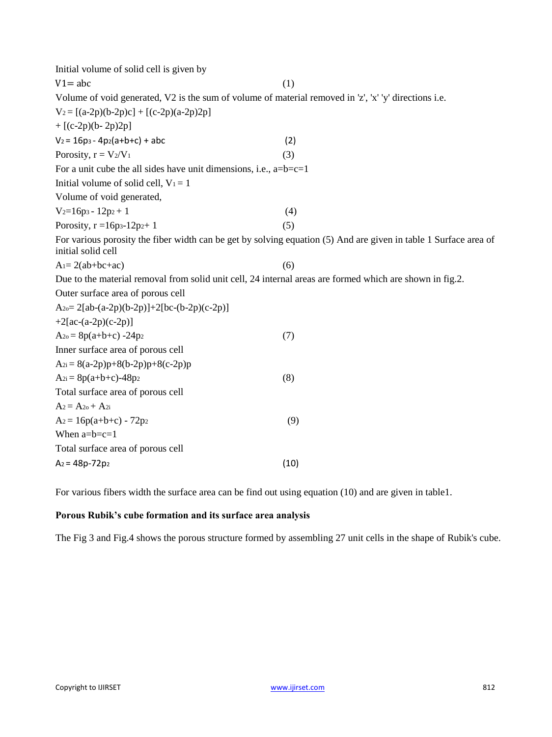Initial volume of solid cell is given by

$$V1= abc \quad (1)$$

Volume of void generated, V2 is the sum of volume of material removed in 'z', 'x' 'y' directions i.e.

$$V_2 = [(a-2p)(b-2p)c] + [(c-2p)(a-2p)2p]$$
$$+ [(c-2p)(b- 2p)2p]$$
$$V_2 = 16p_3 - 4p_2(a+b+c) + abc \quad (2)$$

Porosity, $r = V_2/V_1$ (3)

For a unit cube the all sides have unit dimensions, i.e., a=b=c=1

Initial volume of solid cell, $V_1 = 1$

Volume of void generated,

$$V_2=16p_3 - 12p_2 + 1 \quad (4)$$

Porosity, $r =16p_3-12p_2+ 1$ (5)

For various porosity the fiber width can be get by solving equation (5) And are given in table 1 Surface area of initial solid cell

$$A_1= 2(ab+bc+ac) \quad (6)$$

Due to the material removal from solid unit cell, 24 internal areas are formed which are shown in fig.2.

Outer surface area of porous cell

$$A_{2o}= 2[ab-(a-2p)(b-2p)]+2[bc-(b-2p)(c-2p)]$$
$$+2[ac-(a-2p)(c-2p)]$$
$$A_{2o} = 8p(a+b+c) -24p_2 \quad (7)$$

Inner surface area of porous cell

$$A_{2i} = 8(a-2p)p+8(b-2p)p+8(c-2p)p$$
$$A_{2i} = 8p(a+b+c)-48p_2 \quad (8)$$

Total surface area of porous cell

$$A_2 = A_{2o} + A_{2i}$$
$$A_2 = 16p(a+b+c) - 72p_2 \quad (9)$$

When a=b=c=1

Total surface area of porous cell

$$A_2 = 48p-72p_2 \quad (10)$$

For various fibers width the surface area can be find out using equation (10) and are given in table1.

**Porous Rubik's cube formation and its surface area analysis**

The Fig 3 and Fig.4 shows the porous structure formed by assembling 27 unit cells in the shape of Rubik's cube.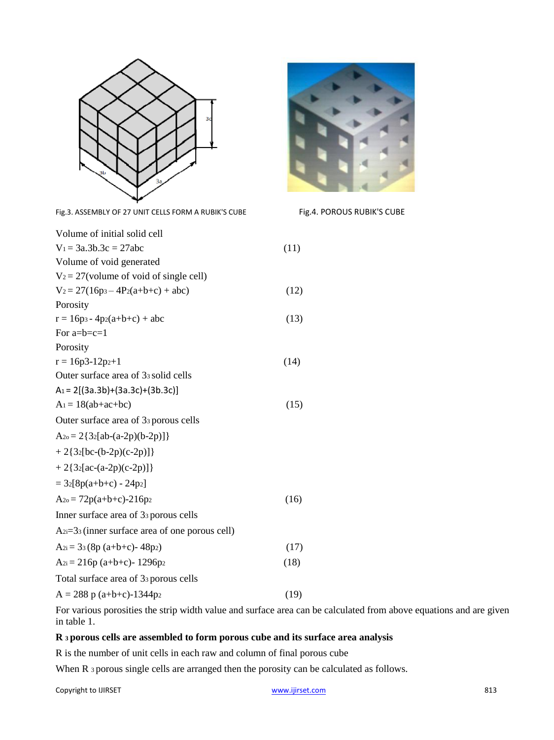Fig.3. ASSEMBLY OF 27 UNIT CELLS FORM A RUBIK'S CUBE

Fig.4. POROUS RUBIK'S CUBE

Volume of initial solid cell

$$V_1 = 3a.3b.3c = 27abc \quad (11)$$

Volume of void generated

$V_2 = 27$(volume of void of single cell)

$$V_2 = 27(16p^3 - 4P^2(a+b+c) + abc) \quad (12)$$

Porosity

$$r = 16p^3 - 4p^2(a+b+c) + abc \quad (13)$$

For a=b=c=1

Porosity

$$r = 16p3 - 12p^2 + 1 \quad (14)$$

Outer surface area of $3^3$ solid cells

$$A_1 = 2[(3a.3b)+(3a.3c)+(3b.3c)]$$

$$A_1 = 18(ab+ac+bc) \quad (15)$$

Outer surface area of $3^3$ porous cells

$$A_{2o} = 2\{3^2[ab-(a-2p)(b-2p)]\}$$

$$+ 2\{3^2[bc-(b-2p)(c-2p)]\}$$

$$+ 2\{3^2[ac-(a-2p)(c-2p)]\}$$

$$= 3^2[8p(a+b+c) - 24p^2]$$

$$A_{2o} = 72p(a+b+c) - 216p^2 \quad (16)$$

Inner surface area of $3^3$ porous cells

$A_{2i} = 3^3$ (inner surface area of one porous cell)

$$A_{2i} = 3^3 (8p (a+b+c) - 48p^2) \quad (17)$$

$$A_{2i} = 216p (a+b+c) - 1296p^2 \quad (18)$$

Total surface area of $3^3$ porous cells

$$A = 288 p (a+b+c) - 1344p^2 \quad (19)$$

For various porosities the strip width value and surface area can be calculated from above equations and are given in table 1.

**$R^3$ porous cells are assembled to form porous cube and its surface area analysis**

R is the number of unit cells in each raw and column of final porous cube

When $R^3$ porous single cells are arranged then the porosity can be calculated as follows.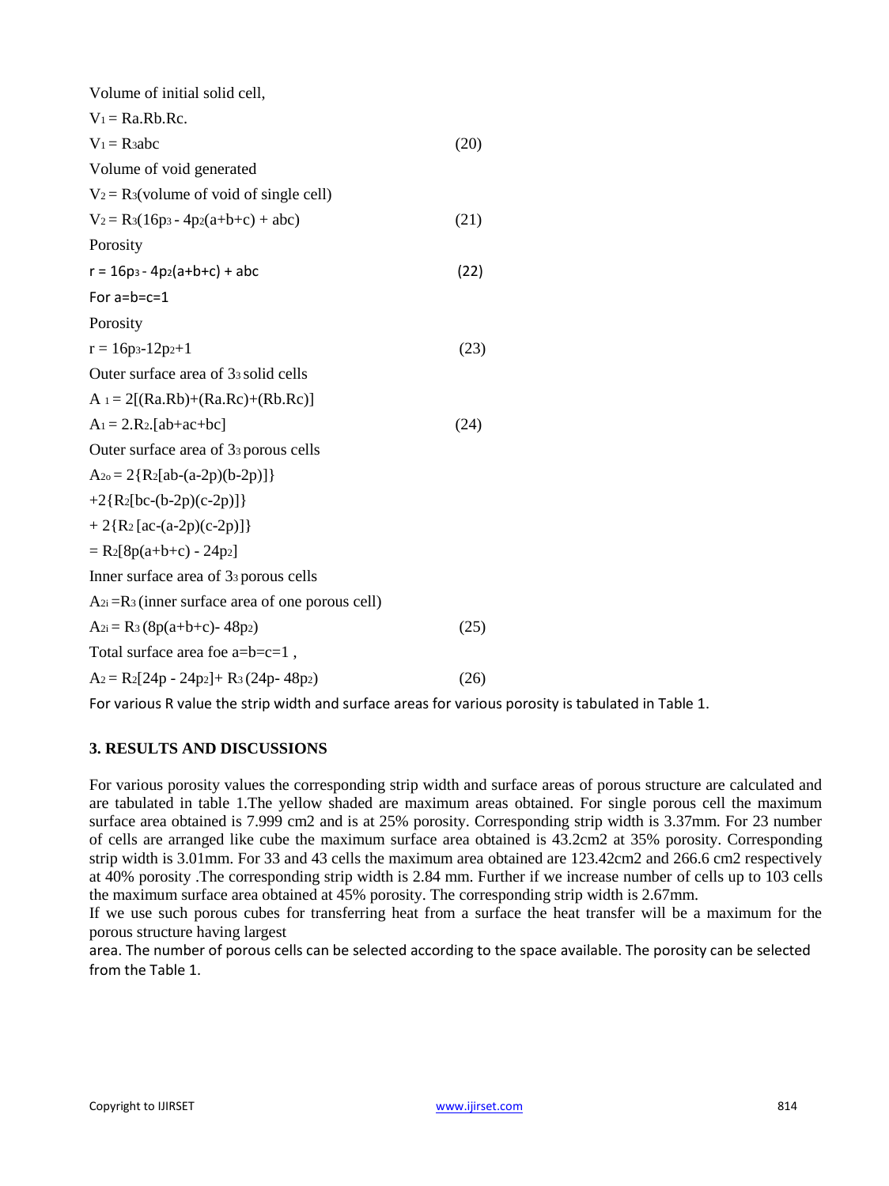Volume of initial solid cell,

$V_1 = Ra.Rb.Rc.$

$$V_1 = R^3abc \quad (20)$$

Volume of void generated

$V_2 = R^3$(volume of void of single cell)

$$V_2 = R^3(16p^3 - 4p^2(a+b+c) + abc) \quad (21)$$

Porosity

$$r = 16p^3 - 4p^2(a+b+c) + abc \quad (22)$$

For a=b=c=1

Porosity

$$r = 16p^3-12p^2+1 \quad (23)$$

Outer surface area of $3^3$ solid cells

$A_1 = 2[(Ra.Rb)+(Ra.Rc)+(Rb.Rc)]$

$$A_1 = 2.R^2.[ab+ac+bc] \quad (24)$$

Outer surface area of $3^3$ porous cells

$A_{2o} = 2\{R^2[ab-(a-2p)(b-2p)]\}$

$+2\{R^2[bc-(b-2p)(c-2p)]\}$

$+ 2\{R^2 [ac-(a-2p)(c-2p)]\}$

$= R^2[8p(a+b+c) - 24p^2]$

Inner surface area of $3^3$ porous cells

$A_{2i} = R^3$ (inner surface area of one porous cell)

$$A_{2i} = R^3 (8p(a+b+c)- 48p^2) \quad (25)$$

Total surface area foe a=b=c=1 ,

$$A_2 = R^2[24p - 24p^2]+ R^3 (24p- 48p^2) \quad (26)$$

For various R value the strip width and surface areas for various porosity is tabulated in Table 1.

### 3. RESULTS AND DISCUSSIONS

For various porosity values the corresponding strip width and surface areas of porous structure are calculated and are tabulated in table 1.The yellow shaded are maximum areas obtained. For single porous cell the maximum surface area obtained is 7.999 cm2 and is at 25% porosity. Corresponding strip width is 3.37mm. For $2^3$ number of cells are arranged like cube the maximum surface area obtained is 43.2cm2 at 35% porosity. Corresponding strip width is 3.01mm. For $3^3$ and $4^3$ cells the maximum area obtained are 123.42cm2 and 266.6 cm2 respectively at 40% porosity .The corresponding strip width is 2.84 mm. Further if we increase number of cells up to $10^3$ cells the maximum surface area obtained at 45% porosity. The corresponding strip width is 2.67mm.

If we use such porous cubes for transferring heat from a surface the heat transfer will be a maximum for the porous structure having largest area. The number of porous cells can be selected according to the space available. The porosity can be selected from the Table 1.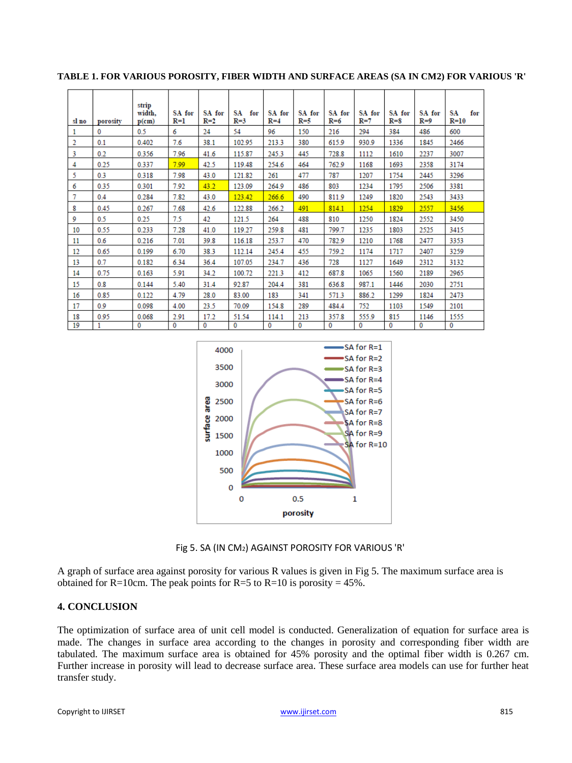**TABLE 1. FOR VARIOUS POROSITY, FIBER WIDTH AND SURFACE AREAS (SA IN CM2) FOR VARIOUS 'R'**

| sl no | porosity | strip width, p(cm) | SA for R=1 | SA for R=2 | SA for R=3 | SA for R=4 | SA for R=5 | SA for R=6 | SA for R=7 | SA for R=8 | SA for R=9 | SA for R=10 |
|---|---|---|---|---|---|---|---|---|---|---|---|---|
| 1 | 0 | 0.5 | 6 | 24 | 54 | 96 | 150 | 216 | 294 | 384 | 486 | 600 |
| 2 | 0.1 | 0.402 | 7.6 | 38.1 | 102.95 | 213.3 | 380 | 615.9 | 930.9 | 1336 | 1845 | 2466 |
| 3 | 0.2 | 0.356 | 7.96 | 41.6 | 115.87 | 245.3 | 445 | 728.8 | 1112 | 1610 | 2237 | 3007 |
| 4 | 0.25 | 0.337 | 7.99 | 42.5 | 119.48 | 254.6 | 464 | 762.9 | 1168 | 1693 | 2358 | 3174 |
| 5 | 0.3 | 0.318 | 7.98 | 43.0 | 121.82 | 261 | 477 | 787 | 1207 | 1754 | 2445 | 3296 |
| 6 | 0.35 | 0.301 | 7.92 | 43.2 | 123.09 | 264.9 | 486 | 803 | 1234 | 1795 | 2506 | 3381 |
| 7 | 0.4 | 0.284 | 7.82 | 43.0 | 123.42 | 266.6 | 490 | 811.9 | 1249 | 1820 | 2543 | 3433 |
| 8 | 0.45 | 0.267 | 7.68 | 42.6 | 122.88 | 266.2 | 491 | 814.1 | 1254 | 1829 | 2557 | 3456 |
| 9 | 0.5 | 0.25 | 7.5 | 42 | 121.5 | 264 | 488 | 810 | 1250 | 1824 | 2552 | 3450 |
| 10 | 0.55 | 0.233 | 7.28 | 41.0 | 119.27 | 259.8 | 481 | 799.7 | 1235 | 1803 | 2525 | 3415 |
| 11 | 0.6 | 0.216 | 7.01 | 39.8 | 116.18 | 253.7 | 470 | 782.9 | 1210 | 1768 | 2477 | 3353 |
| 12 | 0.65 | 0.199 | 6.70 | 38.3 | 112.14 | 245.4 | 455 | 759.2 | 1174 | 1717 | 2407 | 3259 |
| 13 | 0.7 | 0.182 | 6.34 | 36.4 | 107.05 | 234.7 | 436 | 728 | 1127 | 1649 | 2312 | 3132 |
| 14 | 0.75 | 0.163 | 5.91 | 34.2 | 100.72 | 221.3 | 412 | 687.8 | 1065 | 1560 | 2189 | 2965 |
| 15 | 0.8 | 0.144 | 5.40 | 31.4 | 92.87 | 204.4 | 381 | 636.8 | 987.1 | 1446 | 2030 | 2751 |
| 16 | 0.85 | 0.122 | 4.79 | 28.0 | 83.00 | 183 | 341 | 571.3 | 886.2 | 1299 | 1824 | 2473 |
| 17 | 0.9 | 0.098 | 4.00 | 23.5 | 70.09 | 154.8 | 289 | 484.4 | 752 | 1103 | 1549 | 2101 |
| 18 | 0.95 | 0.068 | 2.91 | 17.2 | 51.54 | 114.1 | 213 | 357.8 | 555.9 | 815 | 1146 | 1555 |
| 19 | 1 | 0 | 0 | 0 | 0 | 0 | 0 | 0 | 0 | 0 | 0 | 0 |

Fig 5. SA (IN CM2) AGAINST POROSITY FOR VARIOUS 'R'

A graph of surface area against porosity for various R values is given in Fig 5. The maximum surface area is obtained for R=10cm. The peak points for R=5 to R=10 is porosity = 45%.

## 4. CONCLUSION

The optimization of surface area of unit cell model is conducted. Generalization of equation for surface area is made. The changes in surface area according to the changes in porosity and corresponding fiber width are tabulated. The maximum surface area is obtained for 45% porosity and the optimal fiber width is 0.267 cm. Further increase in porosity will lead to decrease surface area. These surface area models can use for further heat transfer study.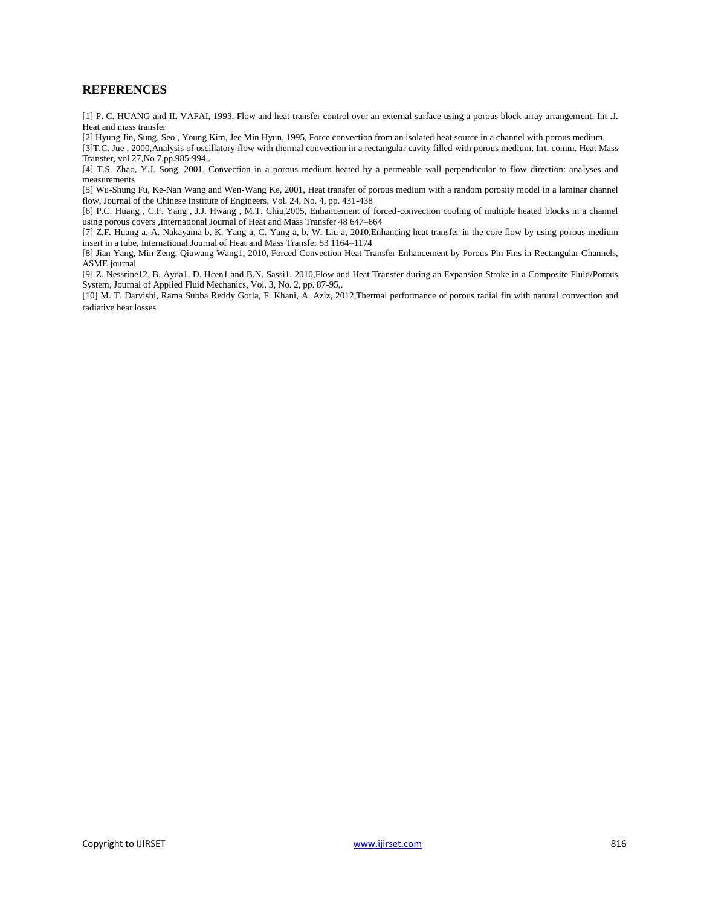## REFERENCES

[1] P. C. HUANG and IL VAFAI, 1993, Flow and heat transfer control over an external surface using a porous block array arrangement. Int .J. Heat and mass transfer

[2] Hyung Jin, Sung, Seo , Young Kim, Jee Min Hyun, 1995, Force convection from an isolated heat source in a channel with porous medium.

[3]T.C. Jue , 2000,Analysis of oscillatory flow with thermal convection in a rectangular cavity filled with porous medium, Int. comm. Heat Mass Transfer, vol 27,No 7,pp.985-994,.

[4] T.S. Zhao, Y.J. Song, 2001, Convection in a porous medium heated by a permeable wall perpendicular to flow direction: analyses and measurements

[5] Wu-Shung Fu, Ke-Nan Wang and Wen-Wang Ke, 2001, Heat transfer of porous medium with a random porosity model in a laminar channel flow, Journal of the Chinese Institute of Engineers, Vol. 24, No. 4, pp. 431-438

[6] P.C. Huang , C.F. Yang , J.J. Hwang , M.T. Chiu,2005, Enhancement of forced-convection cooling of multiple heated blocks in a channel using porous covers ,International Journal of Heat and Mass Transfer 48 647–664

[7] Z.F. Huang a, A. Nakayama b, K. Yang a, C. Yang a, b, W. Liu a, 2010,Enhancing heat transfer in the core flow by using porous medium insert in a tube, International Journal of Heat and Mass Transfer 53 1164–1174

[8] Jian Yang, Min Zeng, Qiuwang Wang1, 2010, Forced Convection Heat Transfer Enhancement by Porous Pin Fins in Rectangular Channels, ASME journal

[9] Z. Nessrine12, B. Ayda1, D. Hcen1 and B.N. Sassi1, 2010,Flow and Heat Transfer during an Expansion Stroke in a Composite Fluid/Porous System, Journal of Applied Fluid Mechanics, Vol. 3, No. 2, pp. 87-95,.

[10] M. T. Darvishi, Rama Subba Reddy Gorla, F. Khani, A. Aziz, 2012,Thermal performance of porous radial fin with natural convection and radiative heat losses